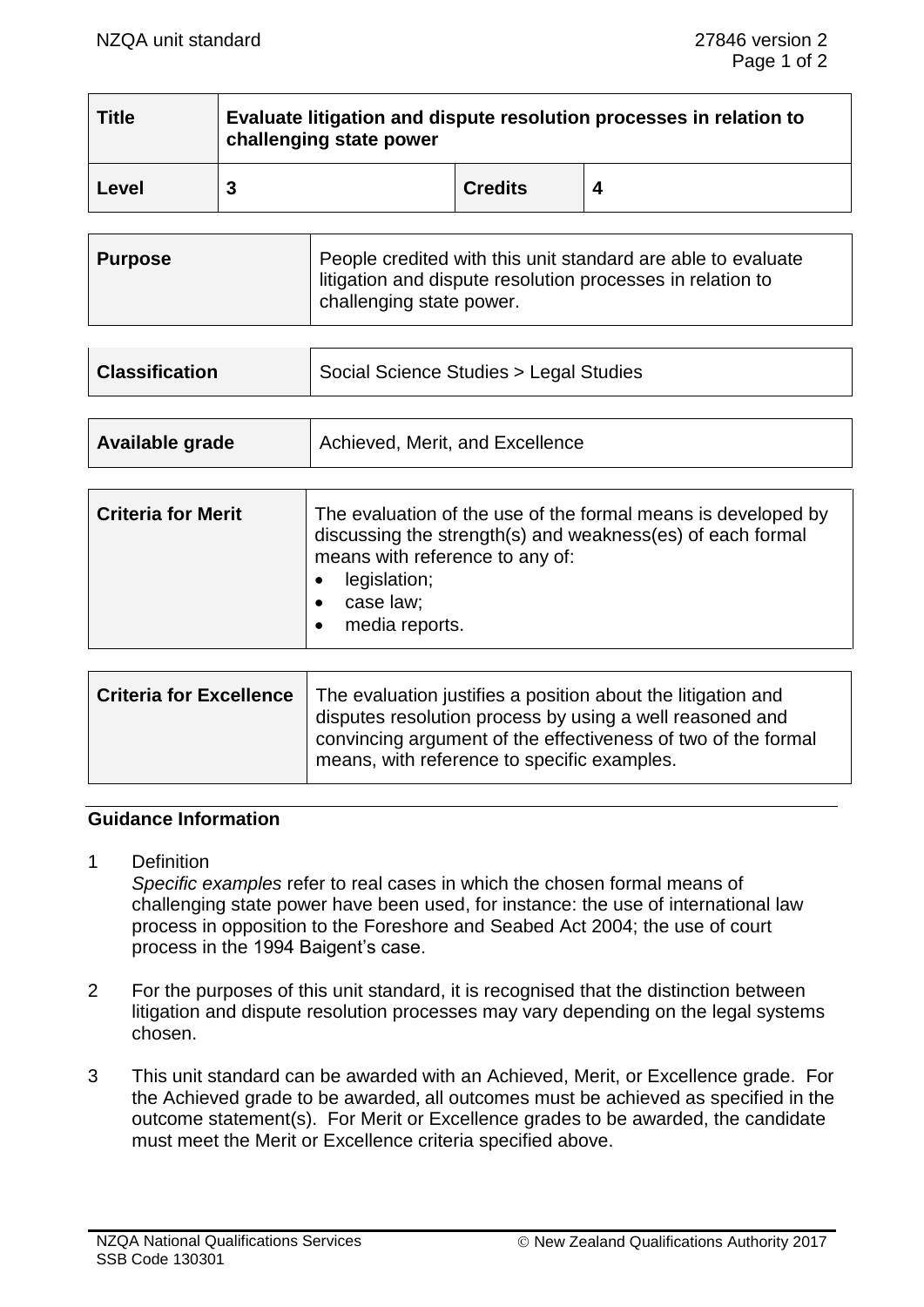| Title | Evaluate litigation and dispute resolution processes in relation to challenging state power | | |
|---|---|---|---|
| Level | 3 | Credits | 4 |

| Purpose | People credited with this unit standard are able to evaluate litigation and dispute resolution processes in relation to challenging state power. |
|---|---|

| Classification | Social Science Studies > Legal Studies |
|---|---|

| Available grade | Achieved, Merit, and Excellence |
|---|---|

| Criteria for Merit | The evaluation of the use of the formal means is developed by discussing the strength(s) and weakness(es) of each formal means with reference to any of:<br>• legislation;<br>• case law;<br>• media reports. |
|---|---|

| Criteria for Excellence | The evaluation justifies a position about the litigation and disputes resolution process by using a well reasoned and convincing argument of the effectiveness of two of the formal means, with reference to specific examples. |
|---|---|

## Guidance Information

1 Definition
*Specific examples* refer to real cases in which the chosen formal means of challenging state power have been used, for instance: the use of international law process in opposition to the Foreshore and Seabed Act 2004; the use of court process in the 1994 Baigent's case.

2 For the purposes of this unit standard, it is recognised that the distinction between litigation and dispute resolution processes may vary depending on the legal systems chosen.

3 This unit standard can be awarded with an Achieved, Merit, or Excellence grade. For the Achieved grade to be awarded, all outcomes must be achieved as specified in the outcome statement(s). For Merit or Excellence grades to be awarded, the candidate must meet the Merit or Excellence criteria specified above.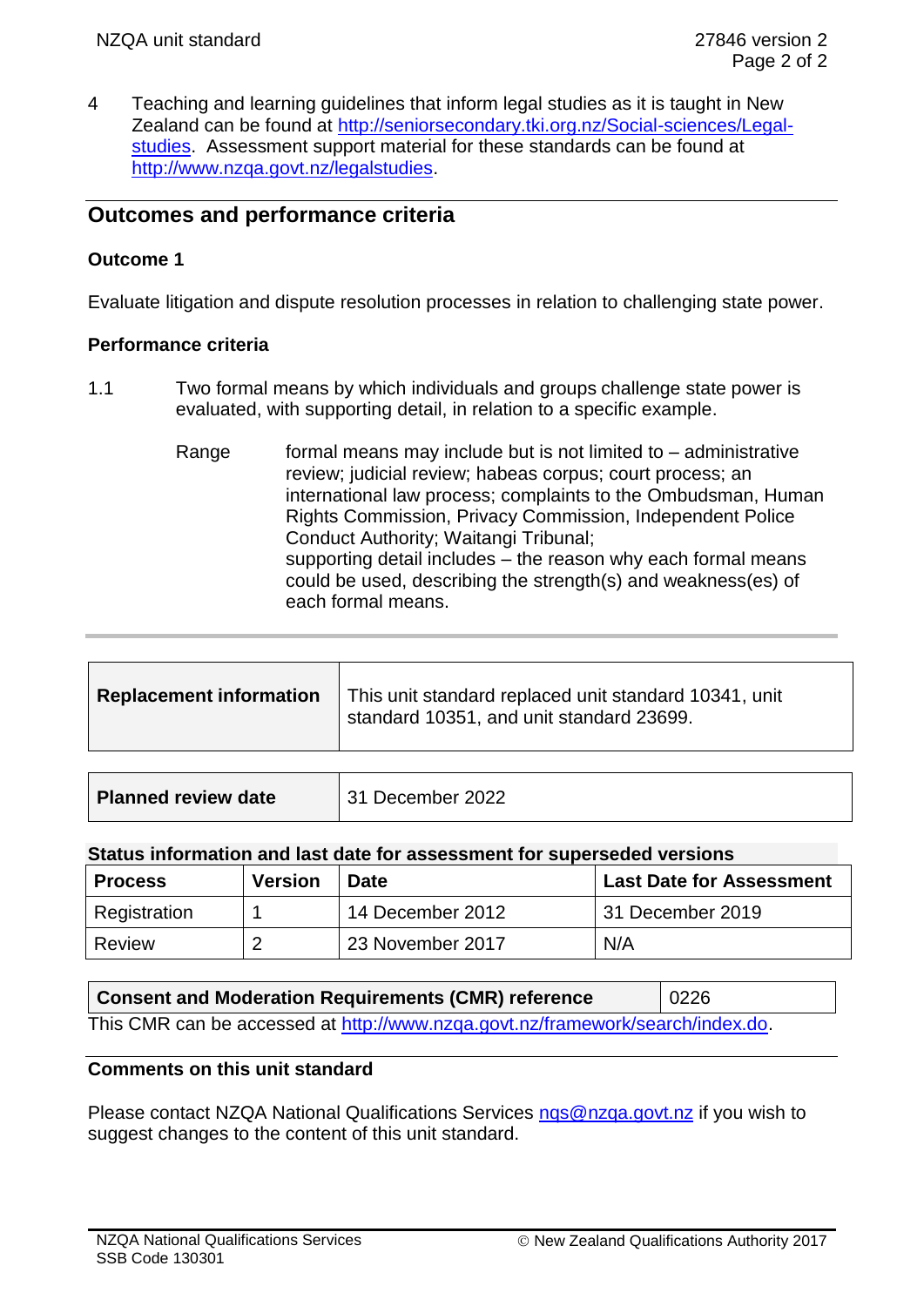4 Teaching and learning guidelines that inform legal studies as it is taught in New Zealand can be found at http://seniorsecondary.tki.org.nz/Social-sciences/Legal-studies. Assessment support material for these standards can be found at http://www.nzqa.govt.nz/legalstudies.

## Outcomes and performance criteria

### Outcome 1

Evaluate litigation and dispute resolution processes in relation to challenging state power.

### Performance criteria

1.1 Two formal means by which individuals and groups challenge state power is evaluated, with supporting detail, in relation to a specific example.

Range: formal means may include but is not limited to – administrative review; judicial review; habeas corpus; court process; an international law process; complaints to the Ombudsman, Human Rights Commission, Privacy Commission, Independent Police Conduct Authority; Waitangi Tribunal;
supporting detail includes – the reason why each formal means could be used, describing the strength(s) and weakness(es) of each formal means.

| | |
|---|---|
| **Replacement information** | This unit standard replaced unit standard 10341, unit standard 10351, and unit standard 23699. |

| | |
|---|---|
| **Planned review date** | 31 December 2022 |

**Status information and last date for assessment for superseded versions**

| Process | Version | Date | Last Date for Assessment |
|---|---|---|---|
| Registration | 1 | 14 December 2012 | 31 December 2019 |
| Review | 2 | 23 November 2017 | N/A |

| | |
|---|---|
| **Consent and Moderation Requirements (CMR) reference** | 0226 |

This CMR can be accessed at http://www.nzqa.govt.nz/framework/search/index.do.

### Comments on this unit standard

Please contact NZQA National Qualifications Services nqs@nzqa.govt.nz if you wish to suggest changes to the content of this unit standard.